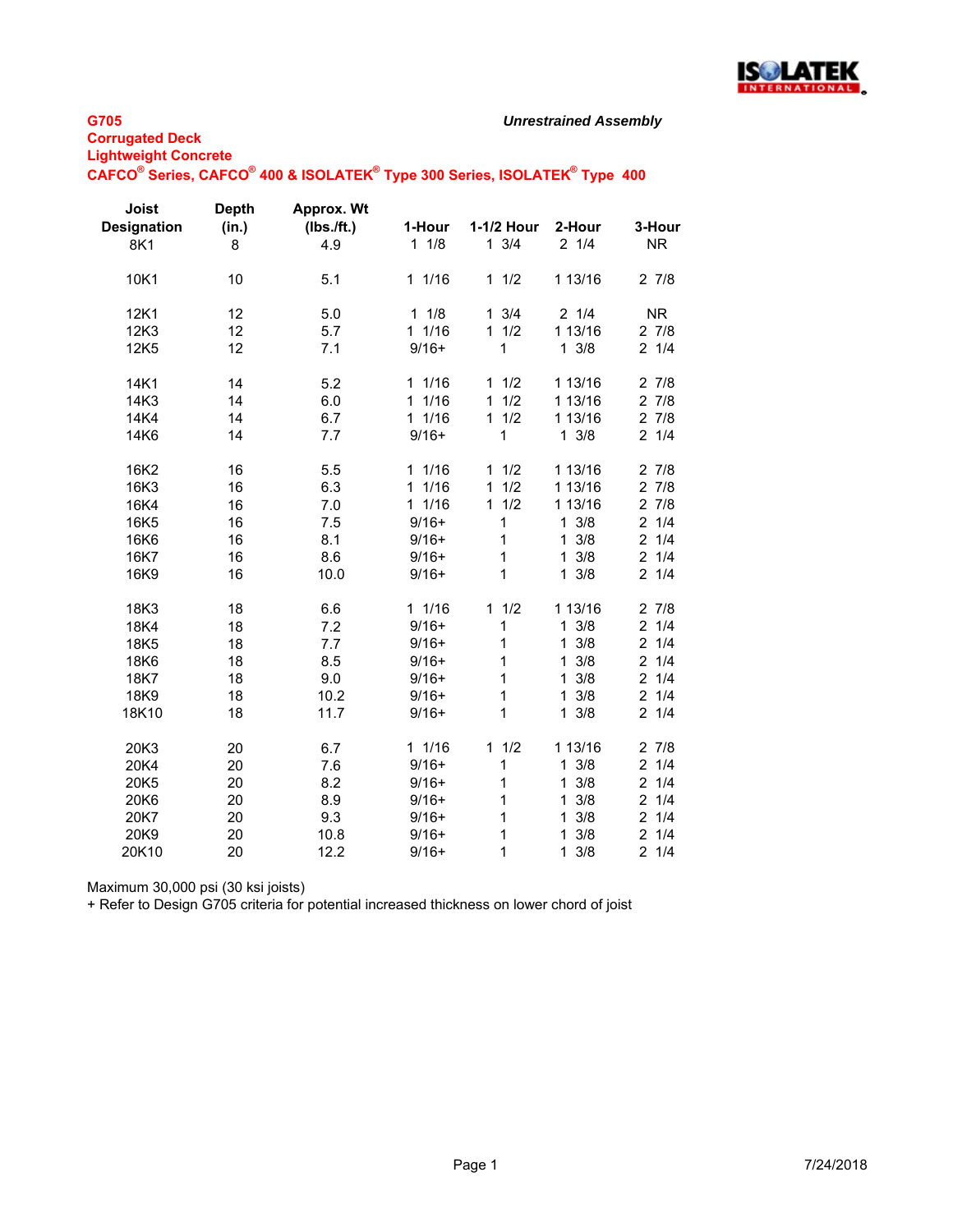**G705**
**Corrugated Deck**
**Lightweight Concrete**
**CAFCO® Series, CAFCO® 400 & ISOLATEK® Type 300 Series, ISOLATEK® Type 400**

***Unrestrained Assembly***

| Joist Designation | Depth (in.) | Approx. Wt (lbs./ft.) | 1-Hour | 1-1/2 Hour | 2-Hour | 3-Hour |
|---|---|---|---|---|---|---|
| 8K1 | 8 | 4.9 | 1 1/8 | 1 3/4 | 2 1/4 | NR |
| 10K1 | 10 | 5.1 | 1 1/16 | 1 1/2 | 1 13/16 | 2 7/8 |
| 12K1 | 12 | 5.0 | 1 1/8 | 1 3/4 | 2 1/4 | NR |
| 12K3 | 12 | 5.7 | 1 1/16 | 1 1/2 | 1 13/16 | 2 7/8 |
| 12K5 | 12 | 7.1 | 9/16+ | 1 | 1 3/8 | 2 1/4 |
| 14K1 | 14 | 5.2 | 1 1/16 | 1 1/2 | 1 13/16 | 2 7/8 |
| 14K3 | 14 | 6.0 | 1 1/16 | 1 1/2 | 1 13/16 | 2 7/8 |
| 14K4 | 14 | 6.7 | 1 1/16 | 1 1/2 | 1 13/16 | 2 7/8 |
| 14K6 | 14 | 7.7 | 9/16+ | 1 | 1 3/8 | 2 1/4 |
| 16K2 | 16 | 5.5 | 1 1/16 | 1 1/2 | 1 13/16 | 2 7/8 |
| 16K3 | 16 | 6.3 | 1 1/16 | 1 1/2 | 1 13/16 | 2 7/8 |
| 16K4 | 16 | 7.0 | 1 1/16 | 1 1/2 | 1 13/16 | 2 7/8 |
| 16K5 | 16 | 7.5 | 9/16+ | 1 | 1 3/8 | 2 1/4 |
| 16K6 | 16 | 8.1 | 9/16+ | 1 | 1 3/8 | 2 1/4 |
| 16K7 | 16 | 8.6 | 9/16+ | 1 | 1 3/8 | 2 1/4 |
| 16K9 | 16 | 10.0 | 9/16+ | 1 | 1 3/8 | 2 1/4 |
| 18K3 | 18 | 6.6 | 1 1/16 | 1 1/2 | 1 13/16 | 2 7/8 |
| 18K4 | 18 | 7.2 | 9/16+ | 1 | 1 3/8 | 2 1/4 |
| 18K5 | 18 | 7.7 | 9/16+ | 1 | 1 3/8 | 2 1/4 |
| 18K6 | 18 | 8.5 | 9/16+ | 1 | 1 3/8 | 2 1/4 |
| 18K7 | 18 | 9.0 | 9/16+ | 1 | 1 3/8 | 2 1/4 |
| 18K9 | 18 | 10.2 | 9/16+ | 1 | 1 3/8 | 2 1/4 |
| 18K10 | 18 | 11.7 | 9/16+ | 1 | 1 3/8 | 2 1/4 |
| 20K3 | 20 | 6.7 | 1 1/16 | 1 1/2 | 1 13/16 | 2 7/8 |
| 20K4 | 20 | 7.6 | 9/16+ | 1 | 1 3/8 | 2 1/4 |
| 20K5 | 20 | 8.2 | 9/16+ | 1 | 1 3/8 | 2 1/4 |
| 20K6 | 20 | 8.9 | 9/16+ | 1 | 1 3/8 | 2 1/4 |
| 20K7 | 20 | 9.3 | 9/16+ | 1 | 1 3/8 | 2 1/4 |
| 20K9 | 20 | 10.8 | 9/16+ | 1 | 1 3/8 | 2 1/4 |
| 20K10 | 20 | 12.2 | 9/16+ | 1 | 1 3/8 | 2 1/4 |

Maximum 30,000 psi (30 ksi joists)
+ Refer to Design G705 criteria for potential increased thickness on lower chord of joist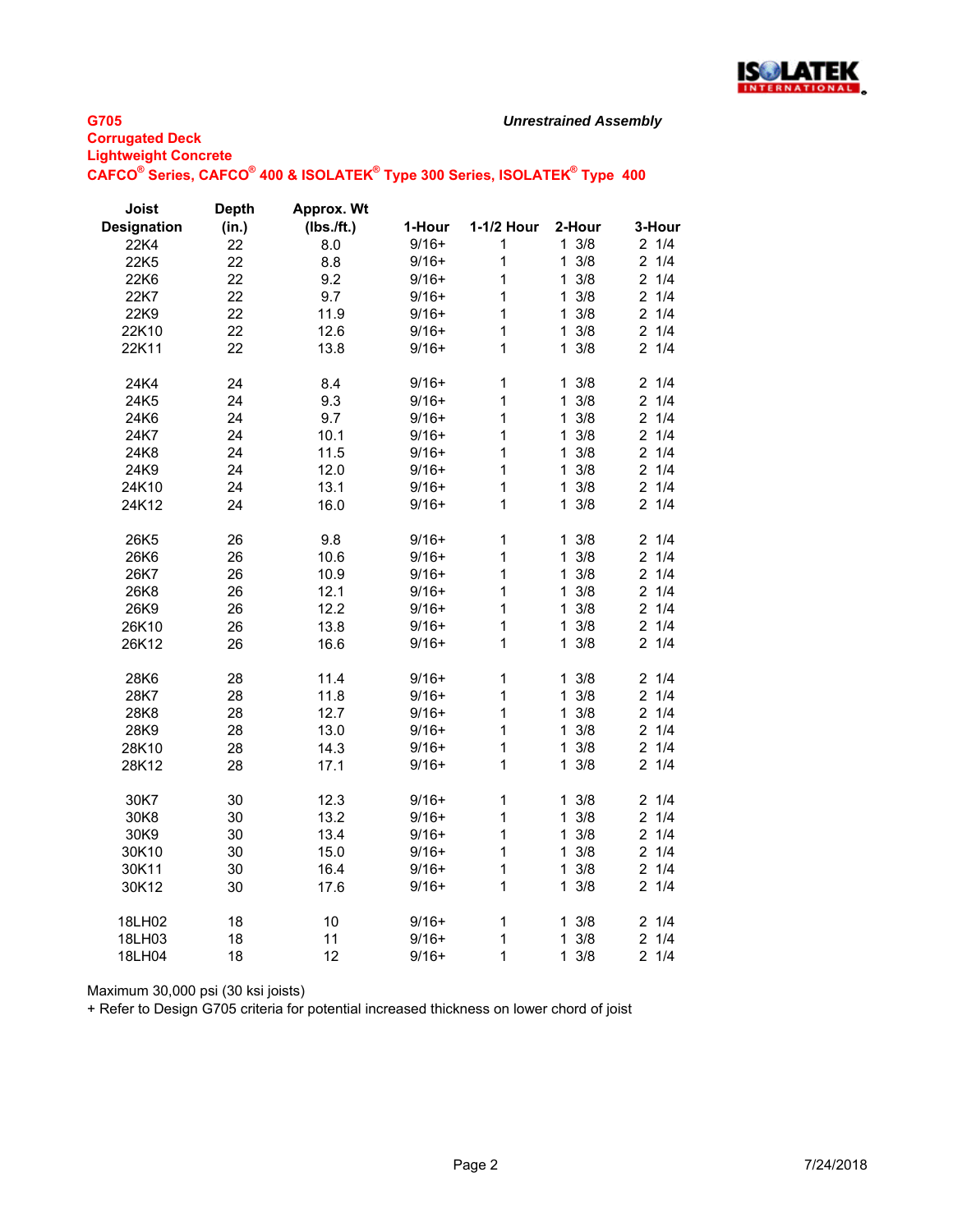**G705**

*Unrestrained Assembly*

**Corrugated Deck**

**Lightweight Concrete**

**CAFCO® Series, CAFCO® 400 & ISOLATEK® Type 300 Series, ISOLATEK® Type 400**

| Joist Designation | Depth (in.) | Approx. Wt (lbs./ft.) | 1-Hour | 1-1/2 Hour | 2-Hour | 3-Hour |
|---|---|---|---|---|---|---|
| 22K4 | 22 | 8.0 | 9/16+ | 1 | 1 3/8 | 2 1/4 |
| 22K5 | 22 | 8.8 | 9/16+ | 1 | 1 3/8 | 2 1/4 |
| 22K6 | 22 | 9.2 | 9/16+ | 1 | 1 3/8 | 2 1/4 |
| 22K7 | 22 | 9.7 | 9/16+ | 1 | 1 3/8 | 2 1/4 |
| 22K9 | 22 | 11.9 | 9/16+ | 1 | 1 3/8 | 2 1/4 |
| 22K10 | 22 | 12.6 | 9/16+ | 1 | 1 3/8 | 2 1/4 |
| 22K11 | 22 | 13.8 | 9/16+ | 1 | 1 3/8 | 2 1/4 |
| | | | | | | |
| 24K4 | 24 | 8.4 | 9/16+ | 1 | 1 3/8 | 2 1/4 |
| 24K5 | 24 | 9.3 | 9/16+ | 1 | 1 3/8 | 2 1/4 |
| 24K6 | 24 | 9.7 | 9/16+ | 1 | 1 3/8 | 2 1/4 |
| 24K7 | 24 | 10.1 | 9/16+ | 1 | 1 3/8 | 2 1/4 |
| 24K8 | 24 | 11.5 | 9/16+ | 1 | 1 3/8 | 2 1/4 |
| 24K9 | 24 | 12.0 | 9/16+ | 1 | 1 3/8 | 2 1/4 |
| 24K10 | 24 | 13.1 | 9/16+ | 1 | 1 3/8 | 2 1/4 |
| 24K12 | 24 | 16.0 | 9/16+ | 1 | 1 3/8 | 2 1/4 |
| | | | | | | |
| 26K5 | 26 | 9.8 | 9/16+ | 1 | 1 3/8 | 2 1/4 |
| 26K6 | 26 | 10.6 | 9/16+ | 1 | 1 3/8 | 2 1/4 |
| 26K7 | 26 | 10.9 | 9/16+ | 1 | 1 3/8 | 2 1/4 |
| 26K8 | 26 | 12.1 | 9/16+ | 1 | 1 3/8 | 2 1/4 |
| 26K9 | 26 | 12.2 | 9/16+ | 1 | 1 3/8 | 2 1/4 |
| 26K10 | 26 | 13.8 | 9/16+ | 1 | 1 3/8 | 2 1/4 |
| 26K12 | 26 | 16.6 | 9/16+ | 1 | 1 3/8 | 2 1/4 |
| | | | | | | |
| 28K6 | 28 | 11.4 | 9/16+ | 1 | 1 3/8 | 2 1/4 |
| 28K7 | 28 | 11.8 | 9/16+ | 1 | 1 3/8 | 2 1/4 |
| 28K8 | 28 | 12.7 | 9/16+ | 1 | 1 3/8 | 2 1/4 |
| 28K9 | 28 | 13.0 | 9/16+ | 1 | 1 3/8 | 2 1/4 |
| 28K10 | 28 | 14.3 | 9/16+ | 1 | 1 3/8 | 2 1/4 |
| 28K12 | 28 | 17.1 | 9/16+ | 1 | 1 3/8 | 2 1/4 |
| | | | | | | |
| 30K7 | 30 | 12.3 | 9/16+ | 1 | 1 3/8 | 2 1/4 |
| 30K8 | 30 | 13.2 | 9/16+ | 1 | 1 3/8 | 2 1/4 |
| 30K9 | 30 | 13.4 | 9/16+ | 1 | 1 3/8 | 2 1/4 |
| 30K10 | 30 | 15.0 | 9/16+ | 1 | 1 3/8 | 2 1/4 |
| 30K11 | 30 | 16.4 | 9/16+ | 1 | 1 3/8 | 2 1/4 |
| 30K12 | 30 | 17.6 | 9/16+ | 1 | 1 3/8 | 2 1/4 |
| | | | | | | |
| 18LH02 | 18 | 10 | 9/16+ | 1 | 1 3/8 | 2 1/4 |
| 18LH03 | 18 | 11 | 9/16+ | 1 | 1 3/8 | 2 1/4 |
| 18LH04 | 18 | 12 | 9/16+ | 1 | 1 3/8 | 2 1/4 |

Maximum 30,000 psi (30 ksi joists)

+ Refer to Design G705 criteria for potential increased thickness on lower chord of joist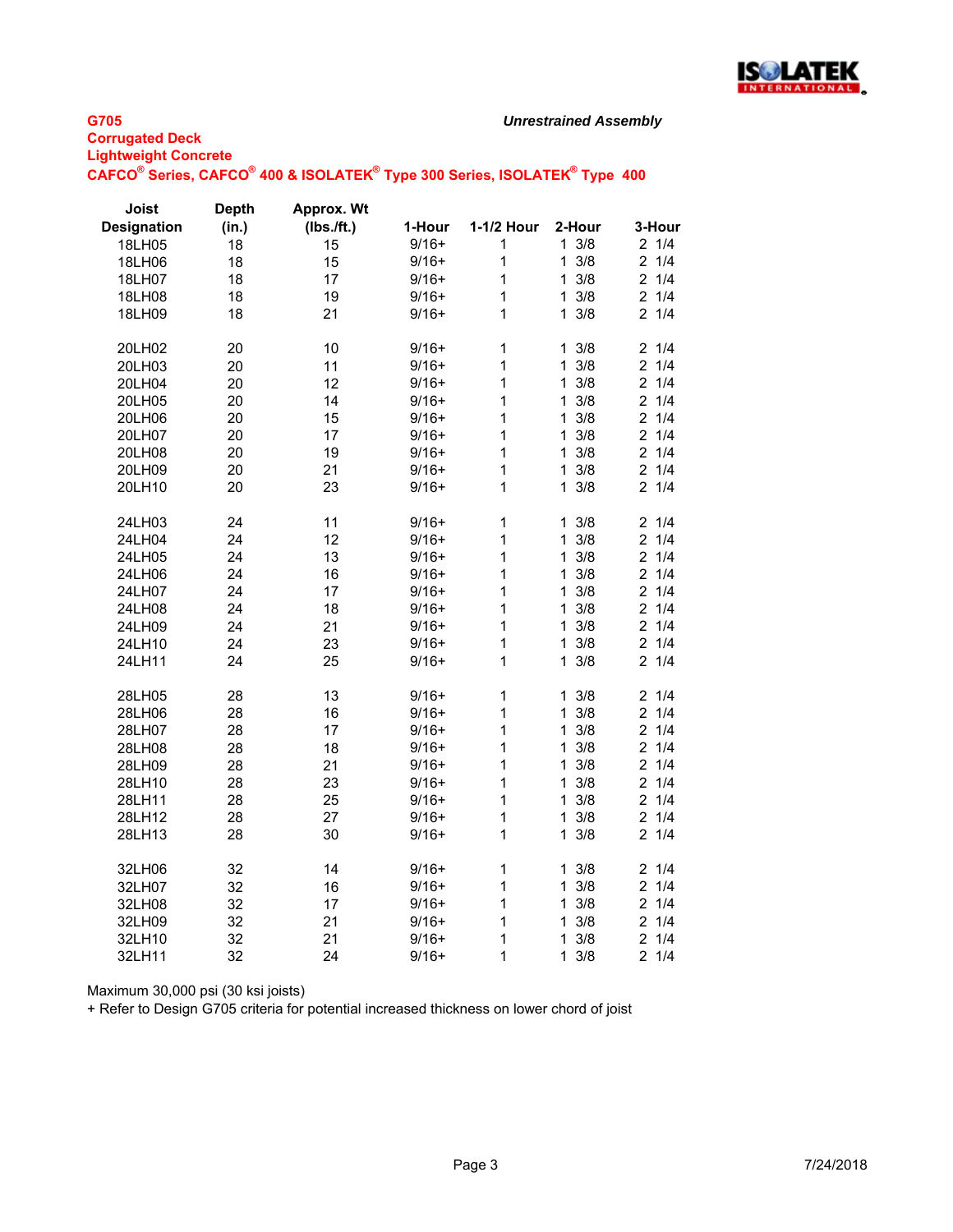**G705**
**Corrugated Deck**
**Lightweight Concrete**
**CAFCO® Series, CAFCO® 400 & ISOLATEK® Type 300 Series, ISOLATEK® Type 400**

***Unrestrained Assembly***

| Joist Designation | Depth (in.) | Approx. Wt (lbs./ft.) | 1-Hour | 1-1/2 Hour | 2-Hour | 3-Hour |
|---|---|---|---|---|---|---|
| 18LH05 | 18 | 15 | 9/16+ | 1 | 1 3/8 | 2 1/4 |
| 18LH06 | 18 | 15 | 9/16+ | 1 | 1 3/8 | 2 1/4 |
| 18LH07 | 18 | 17 | 9/16+ | 1 | 1 3/8 | 2 1/4 |
| 18LH08 | 18 | 19 | 9/16+ | 1 | 1 3/8 | 2 1/4 |
| 18LH09 | 18 | 21 | 9/16+ | 1 | 1 3/8 | 2 1/4 |
| | | | | | | |
| 20LH02 | 20 | 10 | 9/16+ | 1 | 1 3/8 | 2 1/4 |
| 20LH03 | 20 | 11 | 9/16+ | 1 | 1 3/8 | 2 1/4 |
| 20LH04 | 20 | 12 | 9/16+ | 1 | 1 3/8 | 2 1/4 |
| 20LH05 | 20 | 14 | 9/16+ | 1 | 1 3/8 | 2 1/4 |
| 20LH06 | 20 | 15 | 9/16+ | 1 | 1 3/8 | 2 1/4 |
| 20LH07 | 20 | 17 | 9/16+ | 1 | 1 3/8 | 2 1/4 |
| 20LH08 | 20 | 19 | 9/16+ | 1 | 1 3/8 | 2 1/4 |
| 20LH09 | 20 | 21 | 9/16+ | 1 | 1 3/8 | 2 1/4 |
| 20LH10 | 20 | 23 | 9/16+ | 1 | 1 3/8 | 2 1/4 |
| | | | | | | |
| 24LH03 | 24 | 11 | 9/16+ | 1 | 1 3/8 | 2 1/4 |
| 24LH04 | 24 | 12 | 9/16+ | 1 | 1 3/8 | 2 1/4 |
| 24LH05 | 24 | 13 | 9/16+ | 1 | 1 3/8 | 2 1/4 |
| 24LH06 | 24 | 16 | 9/16+ | 1 | 1 3/8 | 2 1/4 |
| 24LH07 | 24 | 17 | 9/16+ | 1 | 1 3/8 | 2 1/4 |
| 24LH08 | 24 | 18 | 9/16+ | 1 | 1 3/8 | 2 1/4 |
| 24LH09 | 24 | 21 | 9/16+ | 1 | 1 3/8 | 2 1/4 |
| 24LH10 | 24 | 23 | 9/16+ | 1 | 1 3/8 | 2 1/4 |
| 24LH11 | 24 | 25 | 9/16+ | 1 | 1 3/8 | 2 1/4 |
| | | | | | | |
| 28LH05 | 28 | 13 | 9/16+ | 1 | 1 3/8 | 2 1/4 |
| 28LH06 | 28 | 16 | 9/16+ | 1 | 1 3/8 | 2 1/4 |
| 28LH07 | 28 | 17 | 9/16+ | 1 | 1 3/8 | 2 1/4 |
| 28LH08 | 28 | 18 | 9/16+ | 1 | 1 3/8 | 2 1/4 |
| 28LH09 | 28 | 21 | 9/16+ | 1 | 1 3/8 | 2 1/4 |
| 28LH10 | 28 | 23 | 9/16+ | 1 | 1 3/8 | 2 1/4 |
| 28LH11 | 28 | 25 | 9/16+ | 1 | 1 3/8 | 2 1/4 |
| 28LH12 | 28 | 27 | 9/16+ | 1 | 1 3/8 | 2 1/4 |
| 28LH13 | 28 | 30 | 9/16+ | 1 | 1 3/8 | 2 1/4 |
| | | | | | | |
| 32LH06 | 32 | 14 | 9/16+ | 1 | 1 3/8 | 2 1/4 |
| 32LH07 | 32 | 16 | 9/16+ | 1 | 1 3/8 | 2 1/4 |
| 32LH08 | 32 | 17 | 9/16+ | 1 | 1 3/8 | 2 1/4 |
| 32LH09 | 32 | 21 | 9/16+ | 1 | 1 3/8 | 2 1/4 |
| 32LH10 | 32 | 21 | 9/16+ | 1 | 1 3/8 | 2 1/4 |
| 32LH11 | 32 | 24 | 9/16+ | 1 | 1 3/8 | 2 1/4 |

Maximum 30,000 psi (30 ksi joists)
+ Refer to Design G705 criteria for potential increased thickness on lower chord of joist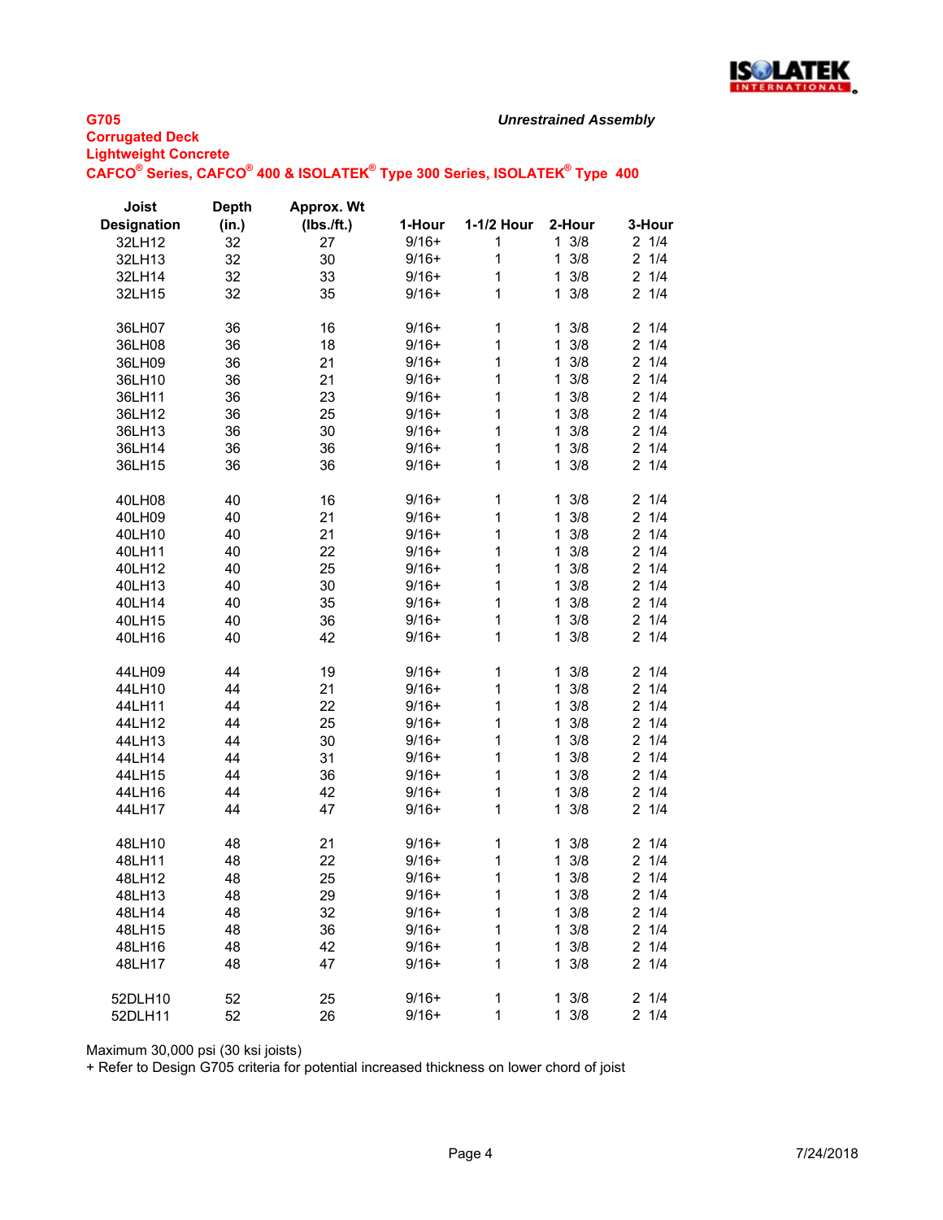**G705**
**Corrugated Deck**
**Lightweight Concrete**
**CAFCO® Series, CAFCO® 400 & ISOLATEK® Type 300 Series, ISOLATEK® Type 400**

***Unrestrained Assembly***

| Joist Designation | Depth (in.) | Approx. Wt (lbs./ft.) | 1-Hour | 1-1/2 Hour | 2-Hour | 3-Hour |
|---|---|---|---|---|---|---|
| 32LH12 | 32 | 27 | 9/16+ | 1 | 1 3/8 | 2 1/4 |
| 32LH13 | 32 | 30 | 9/16+ | 1 | 1 3/8 | 2 1/4 |
| 32LH14 | 32 | 33 | 9/16+ | 1 | 1 3/8 | 2 1/4 |
| 32LH15 | 32 | 35 | 9/16+ | 1 | 1 3/8 | 2 1/4 |
| | | | | | | |
| 36LH07 | 36 | 16 | 9/16+ | 1 | 1 3/8 | 2 1/4 |
| 36LH08 | 36 | 18 | 9/16+ | 1 | 1 3/8 | 2 1/4 |
| 36LH09 | 36 | 21 | 9/16+ | 1 | 1 3/8 | 2 1/4 |
| 36LH10 | 36 | 21 | 9/16+ | 1 | 1 3/8 | 2 1/4 |
| 36LH11 | 36 | 23 | 9/16+ | 1 | 1 3/8 | 2 1/4 |
| 36LH12 | 36 | 25 | 9/16+ | 1 | 1 3/8 | 2 1/4 |
| 36LH13 | 36 | 30 | 9/16+ | 1 | 1 3/8 | 2 1/4 |
| 36LH14 | 36 | 36 | 9/16+ | 1 | 1 3/8 | 2 1/4 |
| 36LH15 | 36 | 36 | 9/16+ | 1 | 1 3/8 | 2 1/4 |
| | | | | | | |
| 40LH08 | 40 | 16 | 9/16+ | 1 | 1 3/8 | 2 1/4 |
| 40LH09 | 40 | 21 | 9/16+ | 1 | 1 3/8 | 2 1/4 |
| 40LH10 | 40 | 21 | 9/16+ | 1 | 1 3/8 | 2 1/4 |
| 40LH11 | 40 | 22 | 9/16+ | 1 | 1 3/8 | 2 1/4 |
| 40LH12 | 40 | 25 | 9/16+ | 1 | 1 3/8 | 2 1/4 |
| 40LH13 | 40 | 30 | 9/16+ | 1 | 1 3/8 | 2 1/4 |
| 40LH14 | 40 | 35 | 9/16+ | 1 | 1 3/8 | 2 1/4 |
| 40LH15 | 40 | 36 | 9/16+ | 1 | 1 3/8 | 2 1/4 |
| 40LH16 | 40 | 42 | 9/16+ | 1 | 1 3/8 | 2 1/4 |
| | | | | | | |
| 44LH09 | 44 | 19 | 9/16+ | 1 | 1 3/8 | 2 1/4 |
| 44LH10 | 44 | 21 | 9/16+ | 1 | 1 3/8 | 2 1/4 |
| 44LH11 | 44 | 22 | 9/16+ | 1 | 1 3/8 | 2 1/4 |
| 44LH12 | 44 | 25 | 9/16+ | 1 | 1 3/8 | 2 1/4 |
| 44LH13 | 44 | 30 | 9/16+ | 1 | 1 3/8 | 2 1/4 |
| 44LH14 | 44 | 31 | 9/16+ | 1 | 1 3/8 | 2 1/4 |
| 44LH15 | 44 | 36 | 9/16+ | 1 | 1 3/8 | 2 1/4 |
| 44LH16 | 44 | 42 | 9/16+ | 1 | 1 3/8 | 2 1/4 |
| 44LH17 | 44 | 47 | 9/16+ | 1 | 1 3/8 | 2 1/4 |
| | | | | | | |
| 48LH10 | 48 | 21 | 9/16+ | 1 | 1 3/8 | 2 1/4 |
| 48LH11 | 48 | 22 | 9/16+ | 1 | 1 3/8 | 2 1/4 |
| 48LH12 | 48 | 25 | 9/16+ | 1 | 1 3/8 | 2 1/4 |
| 48LH13 | 48 | 29 | 9/16+ | 1 | 1 3/8 | 2 1/4 |
| 48LH14 | 48 | 32 | 9/16+ | 1 | 1 3/8 | 2 1/4 |
| 48LH15 | 48 | 36 | 9/16+ | 1 | 1 3/8 | 2 1/4 |
| 48LH16 | 48 | 42 | 9/16+ | 1 | 1 3/8 | 2 1/4 |
| 48LH17 | 48 | 47 | 9/16+ | 1 | 1 3/8 | 2 1/4 |
| | | | | | | |
| 52DLH10 | 52 | 25 | 9/16+ | 1 | 1 3/8 | 2 1/4 |
| 52DLH11 | 52 | 26 | 9/16+ | 1 | 1 3/8 | 2 1/4 |

Maximum 30,000 psi (30 ksi joists)
+ Refer to Design G705 criteria for potential increased thickness on lower chord of joist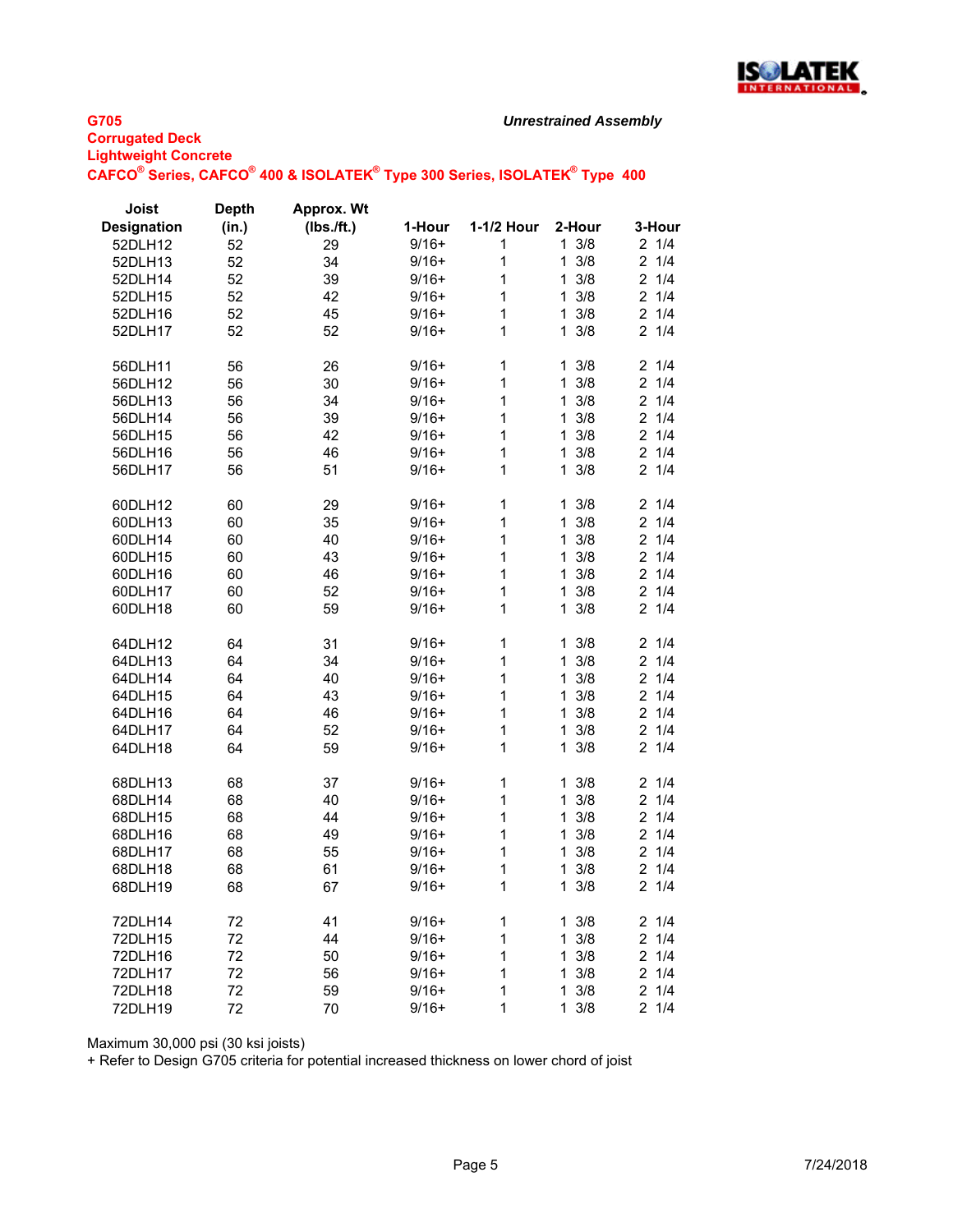**G705**
**Corrugated Deck**
**Lightweight Concrete**
**CAFCO® Series, CAFCO® 400 & ISOLATEK® Type 300 Series, ISOLATEK® Type 400**

*Unrestrained Assembly*

| Joist Designation | Depth (in.) | Approx. Wt (lbs./ft.) | 1-Hour | 1-1/2 Hour | 2-Hour | 3-Hour |
|---|---|---|---|---|---|---|
| 52DLH12 | 52 | 29 | 9/16+ | 1 | 1 3/8 | 2 1/4 |
| 52DLH13 | 52 | 34 | 9/16+ | 1 | 1 3/8 | 2 1/4 |
| 52DLH14 | 52 | 39 | 9/16+ | 1 | 1 3/8 | 2 1/4 |
| 52DLH15 | 52 | 42 | 9/16+ | 1 | 1 3/8 | 2 1/4 |
| 52DLH16 | 52 | 45 | 9/16+ | 1 | 1 3/8 | 2 1/4 |
| 52DLH17 | 52 | 52 | 9/16+ | 1 | 1 3/8 | 2 1/4 |
| 56DLH11 | 56 | 26 | 9/16+ | 1 | 1 3/8 | 2 1/4 |
| 56DLH12 | 56 | 30 | 9/16+ | 1 | 1 3/8 | 2 1/4 |
| 56DLH13 | 56 | 34 | 9/16+ | 1 | 1 3/8 | 2 1/4 |
| 56DLH14 | 56 | 39 | 9/16+ | 1 | 1 3/8 | 2 1/4 |
| 56DLH15 | 56 | 42 | 9/16+ | 1 | 1 3/8 | 2 1/4 |
| 56DLH16 | 56 | 46 | 9/16+ | 1 | 1 3/8 | 2 1/4 |
| 56DLH17 | 56 | 51 | 9/16+ | 1 | 1 3/8 | 2 1/4 |
| 60DLH12 | 60 | 29 | 9/16+ | 1 | 1 3/8 | 2 1/4 |
| 60DLH13 | 60 | 35 | 9/16+ | 1 | 1 3/8 | 2 1/4 |
| 60DLH14 | 60 | 40 | 9/16+ | 1 | 1 3/8 | 2 1/4 |
| 60DLH15 | 60 | 43 | 9/16+ | 1 | 1 3/8 | 2 1/4 |
| 60DLH16 | 60 | 46 | 9/16+ | 1 | 1 3/8 | 2 1/4 |
| 60DLH17 | 60 | 52 | 9/16+ | 1 | 1 3/8 | 2 1/4 |
| 60DLH18 | 60 | 59 | 9/16+ | 1 | 1 3/8 | 2 1/4 |
| 64DLH12 | 64 | 31 | 9/16+ | 1 | 1 3/8 | 2 1/4 |
| 64DLH13 | 64 | 34 | 9/16+ | 1 | 1 3/8 | 2 1/4 |
| 64DLH14 | 64 | 40 | 9/16+ | 1 | 1 3/8 | 2 1/4 |
| 64DLH15 | 64 | 43 | 9/16+ | 1 | 1 3/8 | 2 1/4 |
| 64DLH16 | 64 | 46 | 9/16+ | 1 | 1 3/8 | 2 1/4 |
| 64DLH17 | 64 | 52 | 9/16+ | 1 | 1 3/8 | 2 1/4 |
| 64DLH18 | 64 | 59 | 9/16+ | 1 | 1 3/8 | 2 1/4 |
| 68DLH13 | 68 | 37 | 9/16+ | 1 | 1 3/8 | 2 1/4 |
| 68DLH14 | 68 | 40 | 9/16+ | 1 | 1 3/8 | 2 1/4 |
| 68DLH15 | 68 | 44 | 9/16+ | 1 | 1 3/8 | 2 1/4 |
| 68DLH16 | 68 | 49 | 9/16+ | 1 | 1 3/8 | 2 1/4 |
| 68DLH17 | 68 | 55 | 9/16+ | 1 | 1 3/8 | 2 1/4 |
| 68DLH18 | 68 | 61 | 9/16+ | 1 | 1 3/8 | 2 1/4 |
| 68DLH19 | 68 | 67 | 9/16+ | 1 | 1 3/8 | 2 1/4 |
| 72DLH14 | 72 | 41 | 9/16+ | 1 | 1 3/8 | 2 1/4 |
| 72DLH15 | 72 | 44 | 9/16+ | 1 | 1 3/8 | 2 1/4 |
| 72DLH16 | 72 | 50 | 9/16+ | 1 | 1 3/8 | 2 1/4 |
| 72DLH17 | 72 | 56 | 9/16+ | 1 | 1 3/8 | 2 1/4 |
| 72DLH18 | 72 | 59 | 9/16+ | 1 | 1 3/8 | 2 1/4 |
| 72DLH19 | 72 | 70 | 9/16+ | 1 | 1 3/8 | 2 1/4 |

Maximum 30,000 psi (30 ksi joists)
+ Refer to Design G705 criteria for potential increased thickness on lower chord of joist